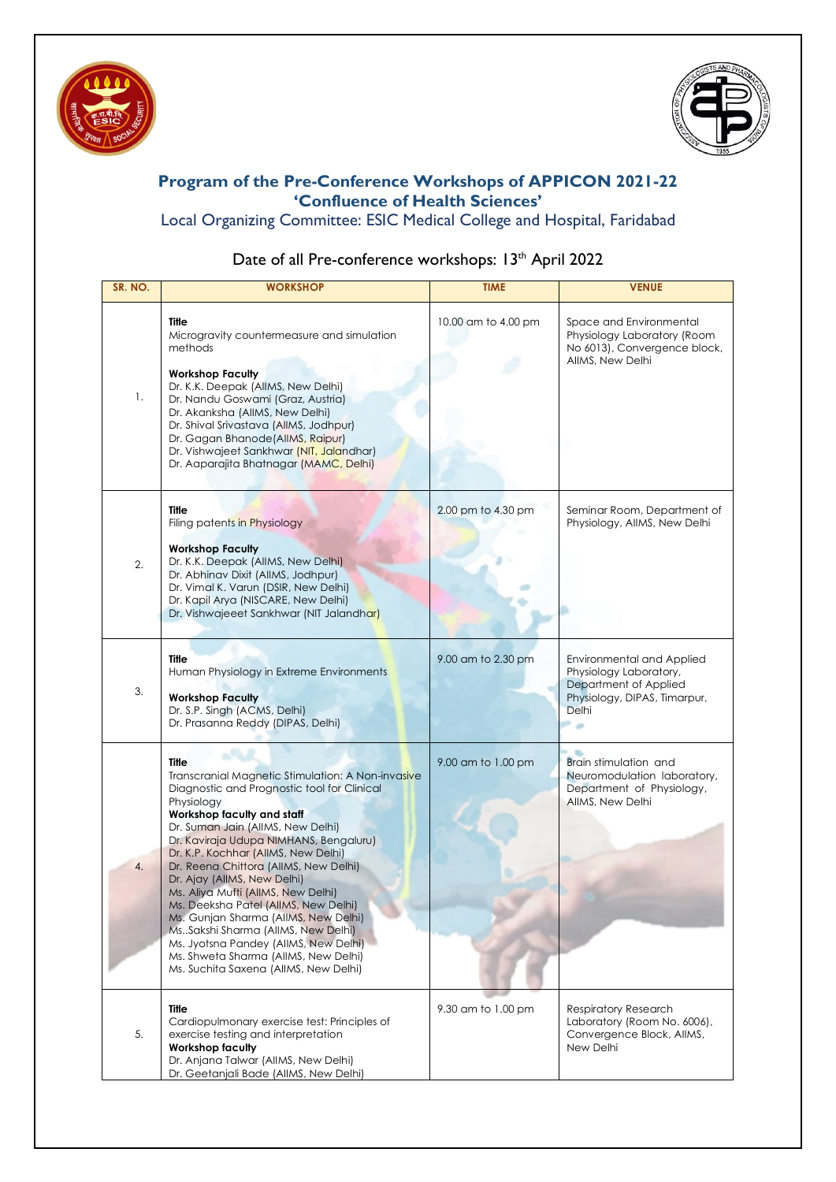## Program of the Pre-Conference Workshops of APPICON 2021-22
## 'Confluence of Health Sciences'

Local Organizing Committee: ESIC Medical College and Hospital, Faridabad

Date of all Pre-conference workshops: 13th April 2022

| SR. NO. | WORKSHOP | TIME | VENUE |
|---|---|---|---|
| 1. | **Title**<br>Microgravity countermeasure and simulation methods<br><br>**Workshop Faculty**<br>Dr. K.K. Deepak (AIIMS, New Delhi)<br>Dr. Nandu Goswami (Graz, Austria)<br>Dr. Akanksha (AIIMS, New Delhi)<br>Dr. Shival Srivastava (AIIMS, Jodhpur)<br>Dr. Gagan Bhanode(AIIMS, Raipur)<br>Dr. Vishwajeet Sankhwar (NIT, Jalandhar)<br>Dr. Aaparajita Bhatnagar (MAMC, Delhi) | 10.00 am to 4.00 pm | Space and Environmental Physiology Laboratory (Room No 6013), Convergence block, AIIMS, New Delhi |
| 2. | **Title**<br>Filing patents in Physiology<br><br>**Workshop Faculty**<br>Dr. K.K. Deepak (AIIMS, New Delhi)<br>Dr. Abhinav Dixit (AIIMS, Jodhpur)<br>Dr. Vimal K. Varun (DSIR, New Delhi)<br>Dr. Kapil Arya (NISCARE, New Delhi)<br>Dr. Vishwajeeet Sankhwar (NIT Jalandhar) | 2.00 pm to 4.30 pm | Seminar Room, Department of Physiology, AIIMS, New Delhi |
| 3. | **Title**<br>Human Physiology in Extreme Environments<br><br>**Workshop Faculty**<br>Dr. S.P. Singh (ACMS, Delhi)<br>Dr. Prasanna Reddy (DIPAS, Delhi) | 9.00 am to 2.30 pm | Environmental and Applied Physiology Laboratory, Department of Applied Physiology, DIPAS, Timarpur, Delhi |
| 4. | **Title**<br>Transcranial Magnetic Stimulation: A Non-invasive Diagnostic and Prognostic tool for Clinical Physiology<br>**Workshop faculty and staff**<br>Dr. Suman Jain (AIIMS, New Delhi)<br>Dr. Kaviraja Udupa NIMHANS, Bengaluru)<br>Dr. K.P. Kochhar (AIIMS, New Delhi)<br>Dr. Reena Chittora (AIIMS, New Delhi)<br>Dr. Ajay (AIIMS, New Delhi)<br>Ms. Aliya Mufti (AIIMS, New Delhi)<br>Ms. Deeksha Patel (AIIMS, New Delhi)<br>Ms. Gunjan Sharma (AIIMS, New Delhi)<br>Ms..Sakshi Sharma (AIIMS, New Delhi)<br>Ms. Jyotsna Pandey (AIIMS, New Delhi)<br>Ms. Shweta Sharma (AIIMS, New Delhi)<br>Ms. Suchita Saxena (AIIMS, New Delhi) | 9.00 am to 1.00 pm | Brain stimulation and Neuromodulation laboratory, Department of Physiology, AIIMS, New Delhi |
| 5. | **Title**<br>Cardiopulmonary exercise test: Principles of exercise testing and interpretation<br>**Workshop faculty**<br>Dr. Anjana Talwar (AIIMS, New Delhi)<br>Dr. Geetanjali Bade (AIIMS, New Delhi) | 9.30 am to 1.00 pm | Respiratory Research Laboratory (Room No. 6006), Convergence Block, AIIMS, New Delhi |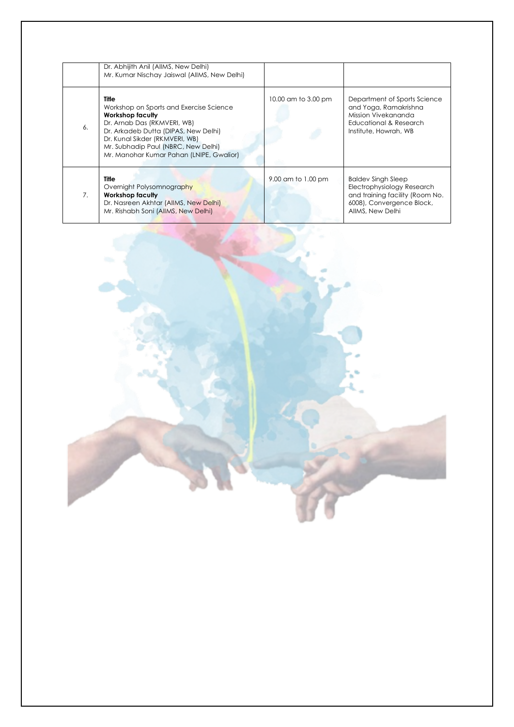| | | | |
|---|---|---|---|
| | Dr. Abhijith Anil (AIIMS, New Delhi)<br>Mr. Kumar Nischay Jaiswal (AIIMS, New Delhi) | | |
| 6. | **Title**<br>Workshop on Sports and Exercise Science<br>**Workshop faculty**<br>Dr. Arnab Das (RKMVERI, WB)<br>Dr. Arkadeb Dutta (DIPAS, New Delhi)<br>Dr. Kunal Sikder (RKMVERI, WB)<br>Mr. Subhadip Paul (NBRC, New Delhi)<br>Mr. Manohar Kumar Pahan (LNIPE, Gwalior) | 10.00 am to 3.00 pm | Department of Sports Science and Yoga, Ramakrishna Mission Vivekananda Educational & Research Institute, Howrah, WB |
| 7. | **Title**<br>Overnight Polysomnography<br>**Workshop faculty**<br>Dr. Nasreen Akhtar (AIIMS, New Delhi)<br>Mr. Rishabh Soni (AIIMS, New Delhi) | 9.00 am to 1.00 pm | Baldev Singh Sleep Electrophysiology Research and training facility (Room No. 6008), Convergence Block, AIIMS, New Delhi |